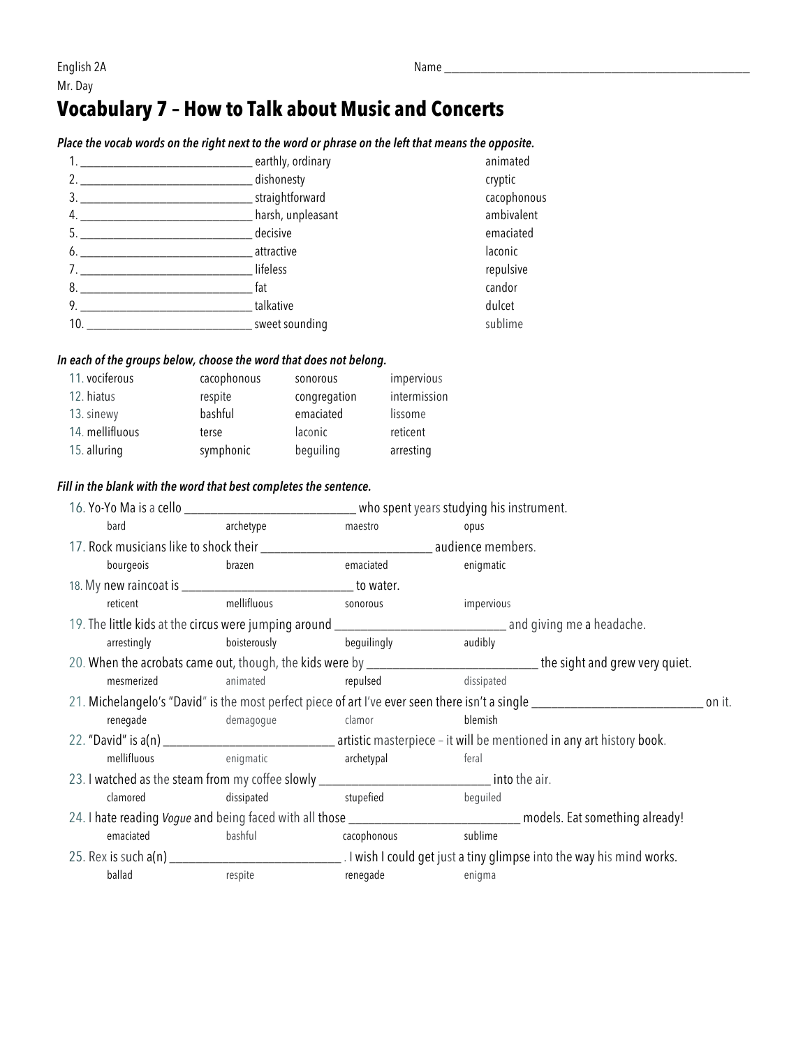English 2A

Mr. Day

Name ________________________________________________

# Vocabulary 7 – How to Talk about Music and Concerts

***Place the vocab words on the right next to the word or phrase on the left that means the opposite.***

| | | |
|---|---|---|
| 1. ____________________________ | earthly, ordinary | animated |
| 2. ____________________________ | dishonesty | cryptic |
| 3. ____________________________ | straightforward | cacophonous |
| 4. ____________________________ | harsh, unpleasant | ambivalent |
| 5. ____________________________ | decisive | emaciated |
| 6. ____________________________ | attractive | laconic |
| 7. ____________________________ | lifeless | repulsive |
| 8. ____________________________ | fat | candor |
| 9. ____________________________ | talkative | dulcet |
| 10. ____________________________ | sweet sounding | sublime |

***In each of the groups below, choose the word that does not belong.***

| | | | |
|---|---|---|---|
| 11. vociferous | cacophonous | sonorous | impervious |
| 12. hiatus | respite | congregation | intermission |
| 13. sinewy | bashful | emaciated | lissome |
| 14. mellifluous | terse | laconic | reticent |
| 15. alluring | symphonic | beguiling | arresting |

***Fill in the blank with the word that best completes the sentence.***

16. Yo-Yo Ma is a cello ____________________________ who spent years studying his instrument.
    bard    archetype    maestro    opus

17. Rock musicians like to shock their ____________________________ audience members.
    bourgeois    brazen    emaciated    enigmatic

18. My new raincoat is ____________________________ to water.
    reticent    mellifluous    sonorous    impervious

19. The little kids at the circus were jumping around ____________________________ and giving me a headache.
    arrestingly    boisterously    beguilingly    audibly

20. When the acrobats came out, though, the kids were by ____________________________ the sight and grew very quiet.
    mesmerized    animated    repulsed    dissipated

21. Michelangelo's "David" is the most perfect piece of art I've ever seen there isn't a single ____________________________ on it.
    renegade    demagogue    clamor    blemish

22. "David" is a(n) ____________________________ artistic masterpiece – it will be mentioned in any art history book.
    mellifluous    enigmatic    archetypal    feral

23. I watched as the steam from my coffee slowly ____________________________ into the air.
    clamored    dissipated    stupefied    beguiled

24. I hate reading *Vogue* and being faced with all those ____________________________ models. Eat something already!
    emaciated    bashful    cacophonous    sublime

25. Rex is such a(n) ____________________________ . I wish I could get just a tiny glimpse into the way his mind works.
    ballad    respite    renegade    enigma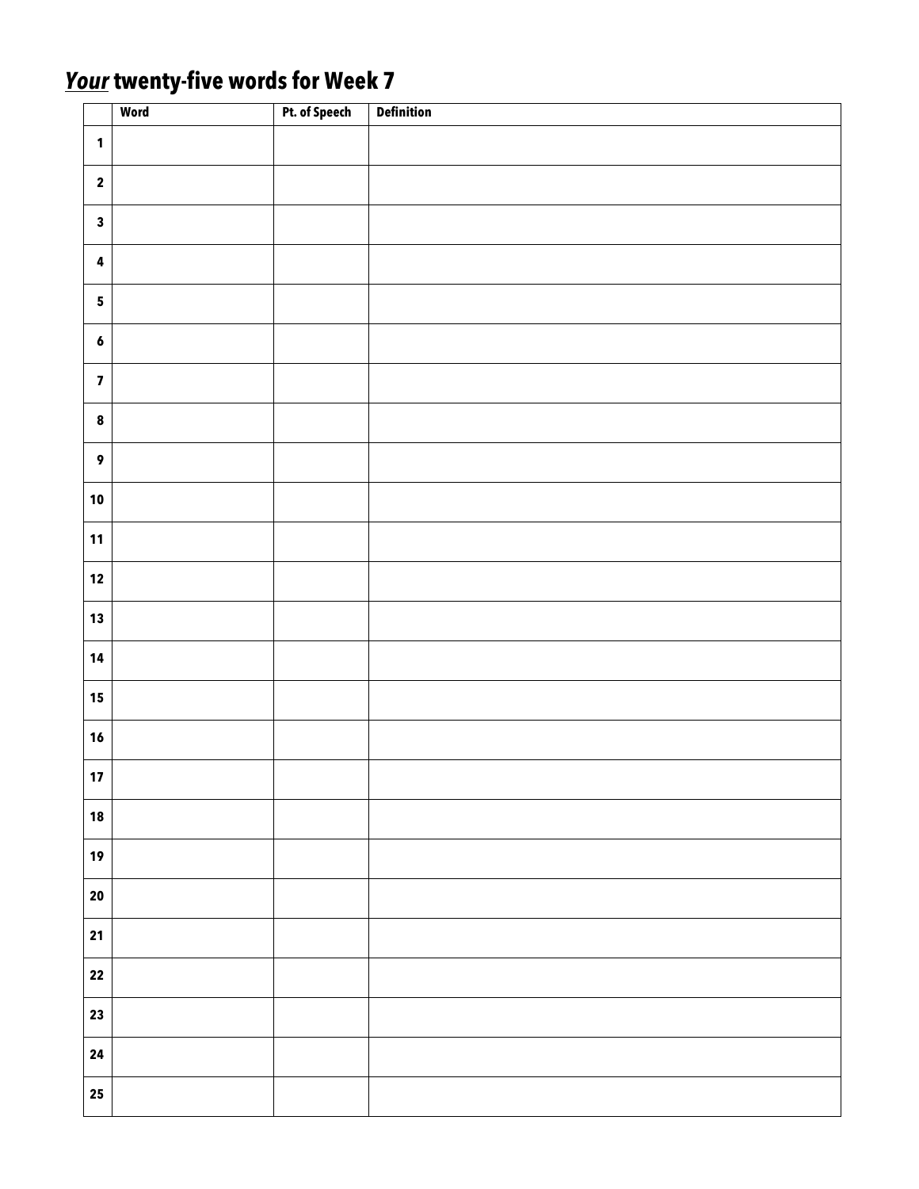# ***<u>Your</u>*** twenty-five words for Week 7

| | Word | Pt. of Speech | Definition |
|---|---|---|---|
| 1 | | | |
| 2 | | | |
| 3 | | | |
| 4 | | | |
| 5 | | | |
| 6 | | | |
| 7 | | | |
| 8 | | | |
| 9 | | | |
| 10 | | | |
| 11 | | | |
| 12 | | | |
| 13 | | | |
| 14 | | | |
| 15 | | | |
| 16 | | | |
| 17 | | | |
| 18 | | | |
| 19 | | | |
| 20 | | | |
| 21 | | | |
| 22 | | | |
| 23 | | | |
| 24 | | | |
| 25 | | | |